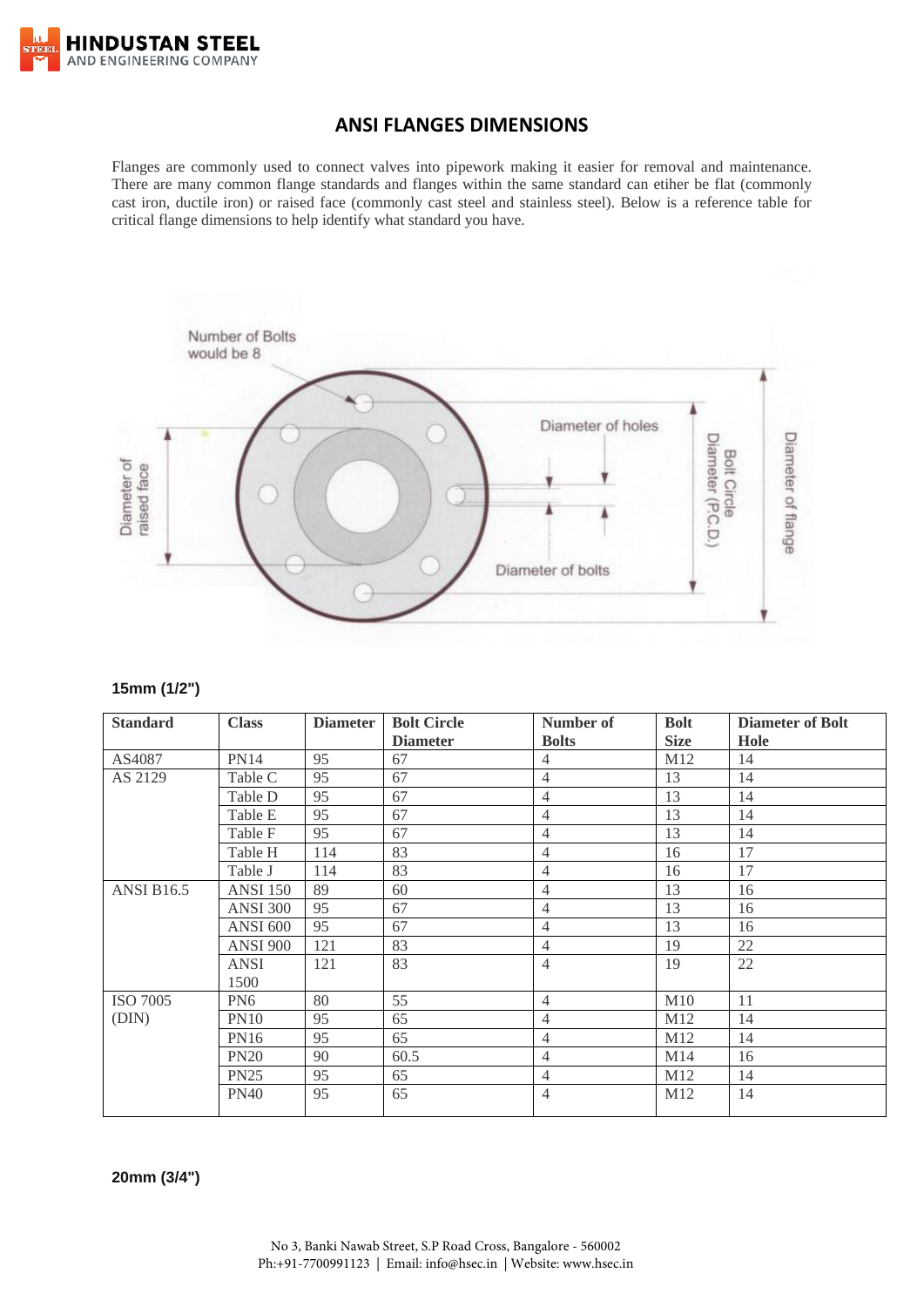## ANSI FLANGES DIMENSIONS

Flanges are commonly used to connect valves into pipework making it easier for removal and maintenance. There are many common flange standards and flanges within the same standard can eitiher be flat (commonly cast iron, ductile iron) or raised face (commonly cast steel and stainless steel). Below is a reference table for critical flange dimensions to help identify what standard you have.

**15mm (1/2")**

| Standard | Class | Diameter | Bolt Circle Diameter | Number of Bolts | Bolt Size | Diameter of Bolt Hole |
|---|---|---|---|---|---|---|
| AS4087 | PN14 | 95 | 67 | 4 | M12 | 14 |
| AS 2129 | Table C | 95 | 67 | 4 | 13 | 14 |
| | Table D | 95 | 67 | 4 | 13 | 14 |
| | Table E | 95 | 67 | 4 | 13 | 14 |
| | Table F | 95 | 67 | 4 | 13 | 14 |
| | Table H | 114 | 83 | 4 | 16 | 17 |
| | Table J | 114 | 83 | 4 | 16 | 17 |
| ANSI B16.5 | ANSI 150 | 89 | 60 | 4 | 13 | 16 |
| | ANSI 300 | 95 | 67 | 4 | 13 | 16 |
| | ANSI 600 | 95 | 67 | 4 | 13 | 16 |
| | ANSI 900 | 121 | 83 | 4 | 19 | 22 |
| | ANSI 1500 | 121 | 83 | 4 | 19 | 22 |
| ISO 7005 (DIN) | PN6 | 80 | 55 | 4 | M10 | 11 |
| | PN10 | 95 | 65 | 4 | M12 | 14 |
| | PN16 | 95 | 65 | 4 | M12 | 14 |
| | PN20 | 90 | 60.5 | 4 | M14 | 16 |
| | PN25 | 95 | 65 | 4 | M12 | 14 |
| | PN40 | 95 | 65 | 4 | M12 | 14 |

**20mm (3/4")**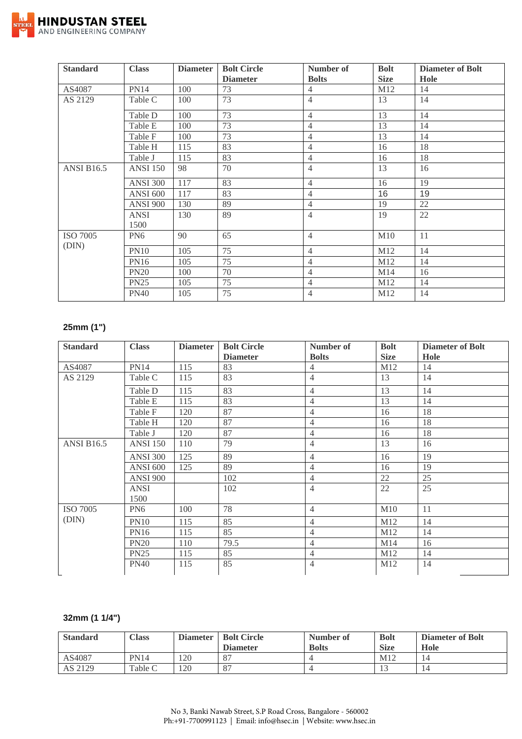| Standard | Class | Diameter | Bolt Circle Diameter | Number of Bolts | Bolt Size | Diameter of Bolt Hole |
|---|---|---|---|---|---|---|
| AS4087 | PN14 | 100 | 73 | 4 | M12 | 14 |
| AS 2129 | Table C | 100 | 73 | 4 | 13 | 14 |
| | Table D | 100 | 73 | 4 | 13 | 14 |
| | Table E | 100 | 73 | 4 | 13 | 14 |
| | Table F | 100 | 73 | 4 | 13 | 14 |
| | Table H | 115 | 83 | 4 | 16 | 18 |
| | Table J | 115 | 83 | 4 | 16 | 18 |
| ANSI B16.5 | ANSI 150 | 98 | 70 | 4 | 13 | 16 |
| | ANSI 300 | 117 | 83 | 4 | 16 | 19 |
| | ANSI 600 | 117 | 83 | 4 | 16 | 19 |
| | ANSI 900 | 130 | 89 | 4 | 19 | 22 |
| | ANSI 1500 | 130 | 89 | 4 | 19 | 22 |
| ISO 7005 (DIN) | PN6 | 90 | 65 | 4 | M10 | 11 |
| | PN10 | 105 | 75 | 4 | M12 | 14 |
| | PN16 | 105 | 75 | 4 | M12 | 14 |
| | PN20 | 100 | 70 | 4 | M14 | 16 |
| | PN25 | 105 | 75 | 4 | M12 | 14 |
| | PN40 | 105 | 75 | 4 | M12 | 14 |

**25mm (1")**

| Standard | Class | Diameter | Bolt Circle Diameter | Number of Bolts | Bolt Size | Diameter of Bolt Hole |
|---|---|---|---|---|---|---|
| AS4087 | PN14 | 115 | 83 | 4 | M12 | 14 |
| AS 2129 | Table C | 115 | 83 | 4 | 13 | 14 |
| | Table D | 115 | 83 | 4 | 13 | 14 |
| | Table E | 115 | 83 | 4 | 13 | 14 |
| | Table F | 120 | 87 | 4 | 16 | 18 |
| | Table H | 120 | 87 | 4 | 16 | 18 |
| | Table J | 120 | 87 | 4 | 16 | 18 |
| ANSI B16.5 | ANSI 150 | 110 | 79 | 4 | 13 | 16 |
| | ANSI 300 | 125 | 89 | 4 | 16 | 19 |
| | ANSI 600 | 125 | 89 | 4 | 16 | 19 |
| | ANSI 900 | | 102 | 4 | 22 | 25 |
| | ANSI 1500 | | 102 | 4 | 22 | 25 |
| ISO 7005 (DIN) | PN6 | 100 | 78 | 4 | M10 | 11 |
| | PN10 | 115 | 85 | 4 | M12 | 14 |
| | PN16 | 115 | 85 | 4 | M12 | 14 |
| | PN20 | 110 | 79.5 | 4 | M14 | 16 |
| | PN25 | 115 | 85 | 4 | M12 | 14 |
| | PN40 | 115 | 85 | 4 | M12 | 14 |

**32mm (1 1/4")**

| Standard | Class | Diameter | Bolt Circle Diameter | Number of Bolts | Bolt Size | Diameter of Bolt Hole |
|---|---|---|---|---|---|---|
| AS4087 | PN14 | 120 | 87 | 4 | M12 | 14 |
| AS 2129 | Table C | 120 | 87 | 4 | 13 | 14 |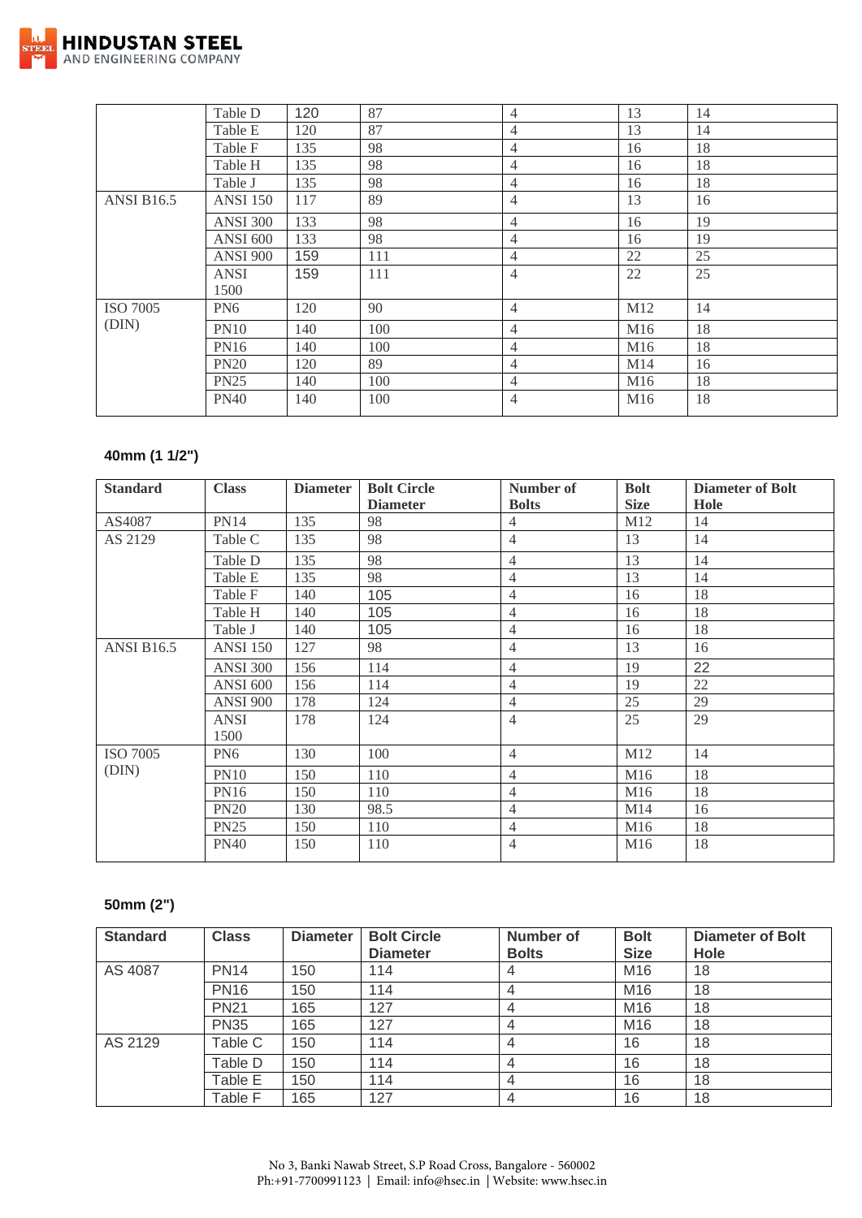|  | Table D | 120 | 87 | 4 | 13 | 14 |
|---|---|---|---|---|---|---|
|  | Table E | 120 | 87 | 4 | 13 | 14 |
|  | Table F | 135 | 98 | 4 | 16 | 18 |
|  | Table H | 135 | 98 | 4 | 16 | 18 |
|  | Table J | 135 | 98 | 4 | 16 | 18 |
| ANSI B16.5 | ANSI 150 | 117 | 89 | 4 | 13 | 16 |
|  | ANSI 300 | 133 | 98 | 4 | 16 | 19 |
|  | ANSI 600 | 133 | 98 | 4 | 16 | 19 |
|  | ANSI 900 | 159 | 111 | 4 | 22 | 25 |
|  | ANSI 1500 | 159 | 111 | 4 | 22 | 25 |
| ISO 7005 (DIN) | PN6 | 120 | 90 | 4 | M12 | 14 |
|  | PN10 | 140 | 100 | 4 | M16 | 18 |
|  | PN16 | 140 | 100 | 4 | M16 | 18 |
|  | PN20 | 120 | 89 | 4 | M14 | 16 |
|  | PN25 | 140 | 100 | 4 | M16 | 18 |
|  | PN40 | 140 | 100 | 4 | M16 | 18 |

**40mm (1 1/2")**

| Standard | Class | Diameter | Bolt Circle Diameter | Number of Bolts | Bolt Size | Diameter of Bolt Hole |
|---|---|---|---|---|---|---|
| AS4087 | PN14 | 135 | 98 | 4 | M12 | 14 |
| AS 2129 | Table C | 135 | 98 | 4 | 13 | 14 |
|  | Table D | 135 | 98 | 4 | 13 | 14 |
|  | Table E | 135 | 98 | 4 | 13 | 14 |
|  | Table F | 140 | 105 | 4 | 16 | 18 |
|  | Table H | 140 | 105 | 4 | 16 | 18 |
|  | Table J | 140 | 105 | 4 | 16 | 18 |
| ANSI B16.5 | ANSI 150 | 127 | 98 | 4 | 13 | 16 |
|  | ANSI 300 | 156 | 114 | 4 | 19 | 22 |
|  | ANSI 600 | 156 | 114 | 4 | 19 | 22 |
|  | ANSI 900 | 178 | 124 | 4 | 25 | 29 |
|  | ANSI 1500 | 178 | 124 | 4 | 25 | 29 |
| ISO 7005 (DIN) | PN6 | 130 | 100 | 4 | M12 | 14 |
|  | PN10 | 150 | 110 | 4 | M16 | 18 |
|  | PN16 | 150 | 110 | 4 | M16 | 18 |
|  | PN20 | 130 | 98.5 | 4 | M14 | 16 |
|  | PN25 | 150 | 110 | 4 | M16 | 18 |
|  | PN40 | 150 | 110 | 4 | M16 | 18 |

**50mm (2")**

| Standard | Class | Diameter | Bolt Circle Diameter | Number of Bolts | Bolt Size | Diameter of Bolt Hole |
|---|---|---|---|---|---|---|
| AS 4087 | PN14 | 150 | 114 | 4 | M16 | 18 |
|  | PN16 | 150 | 114 | 4 | M16 | 18 |
|  | PN21 | 165 | 127 | 4 | M16 | 18 |
|  | PN35 | 165 | 127 | 4 | M16 | 18 |
| AS 2129 | Table C | 150 | 114 | 4 | 16 | 18 |
|  | Table D | 150 | 114 | 4 | 16 | 18 |
|  | Table E | 150 | 114 | 4 | 16 | 18 |
|  | Table F | 165 | 127 | 4 | 16 | 18 |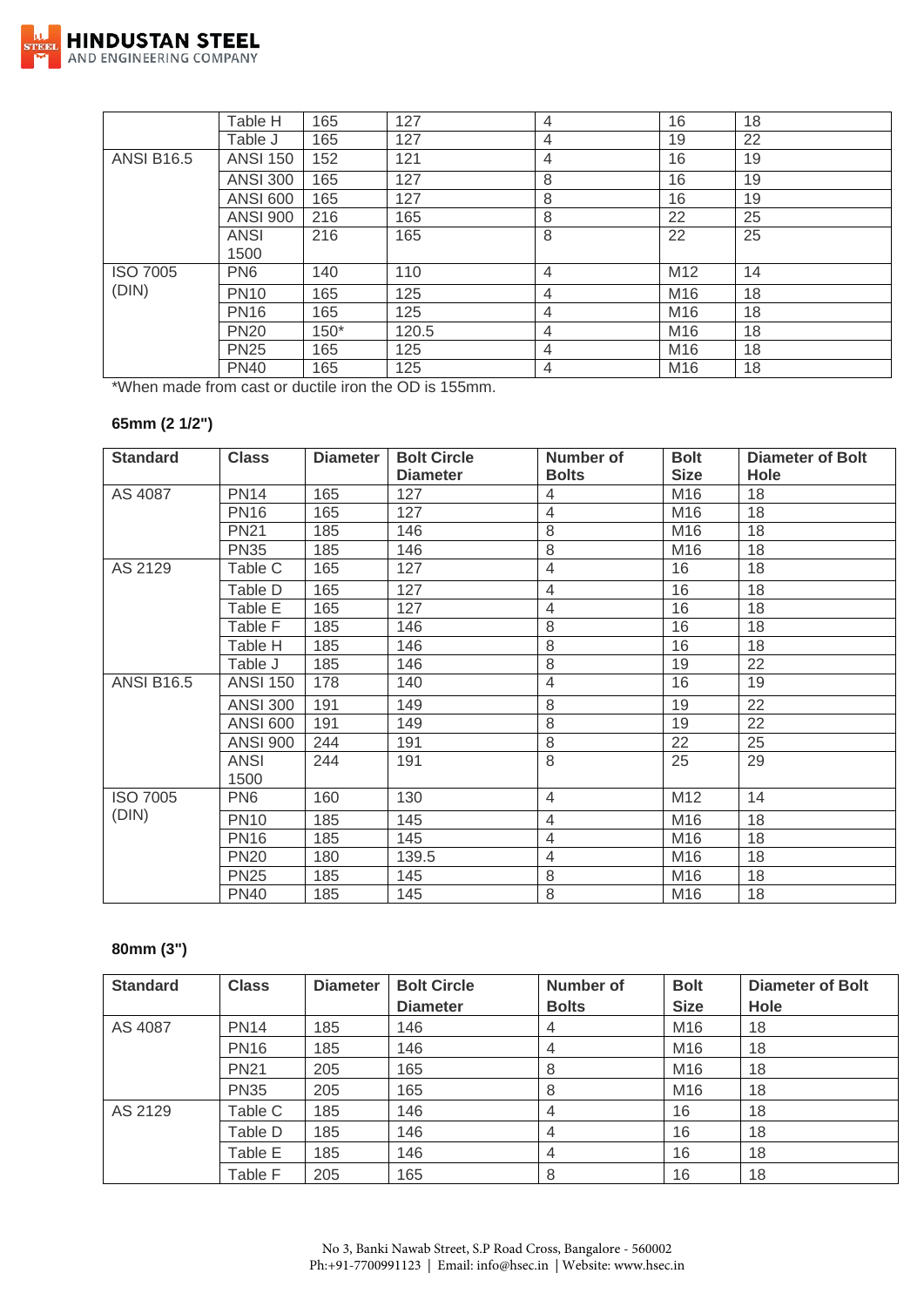| Standard | Class | Diameter | Bolt Circle Diameter | Number of Bolts | Bolt Size | Diameter of Bolt Hole |
|---|---|---|---|---|---|---|
| | Table H | 165 | 127 | 4 | 16 | 18 |
| | Table J | 165 | 127 | 4 | 19 | 22 |
| ANSI B16.5 | ANSI 150 | 152 | 121 | 4 | 16 | 19 |
| | ANSI 300 | 165 | 127 | 8 | 16 | 19 |
| | ANSI 600 | 165 | 127 | 8 | 16 | 19 |
| | ANSI 900 | 216 | 165 | 8 | 22 | 25 |
| | ANSI 1500 | 216 | 165 | 8 | 22 | 25 |
| ISO 7005 (DIN) | PN6 | 140 | 110 | 4 | M12 | 14 |
| | PN10 | 165 | 125 | 4 | M16 | 18 |
| | PN16 | 165 | 125 | 4 | M16 | 18 |
| | PN20 | 150* | 120.5 | 4 | M16 | 18 |
| | PN25 | 165 | 125 | 4 | M16 | 18 |
| | PN40 | 165 | 125 | 4 | M16 | 18 |

*When made from cast or ductile iron the OD is 155mm.

**65mm (2 1/2")**

| Standard | Class | Diameter | Bolt Circle Diameter | Number of Bolts | Bolt Size | Diameter of Bolt Hole |
|---|---|---|---|---|---|---|
| AS 4087 | PN14 | 165 | 127 | 4 | M16 | 18 |
| | PN16 | 165 | 127 | 4 | M16 | 18 |
| | PN21 | 185 | 146 | 8 | M16 | 18 |
| | PN35 | 185 | 146 | 8 | M16 | 18 |
| AS 2129 | Table C | 165 | 127 | 4 | 16 | 18 |
| | Table D | 165 | 127 | 4 | 16 | 18 |
| | Table E | 165 | 127 | 4 | 16 | 18 |
| | Table F | 185 | 146 | 8 | 16 | 18 |
| | Table H | 185 | 146 | 8 | 16 | 18 |
| | Table J | 185 | 146 | 8 | 19 | 22 |
| ANSI B16.5 | ANSI 150 | 178 | 140 | 4 | 16 | 19 |
| | ANSI 300 | 191 | 149 | 8 | 19 | 22 |
| | ANSI 600 | 191 | 149 | 8 | 19 | 22 |
| | ANSI 900 | 244 | 191 | 8 | 22 | 25 |
| | ANSI 1500 | 244 | 191 | 8 | 25 | 29 |
| ISO 7005 (DIN) | PN6 | 160 | 130 | 4 | M12 | 14 |
| | PN10 | 185 | 145 | 4 | M16 | 18 |
| | PN16 | 185 | 145 | 4 | M16 | 18 |
| | PN20 | 180 | 139.5 | 4 | M16 | 18 |
| | PN25 | 185 | 145 | 8 | M16 | 18 |
| | PN40 | 185 | 145 | 8 | M16 | 18 |

**80mm (3")**

| Standard | Class | Diameter | Bolt Circle Diameter | Number of Bolts | Bolt Size | Diameter of Bolt Hole |
|---|---|---|---|---|---|---|
| AS 4087 | PN14 | 185 | 146 | 4 | M16 | 18 |
| | PN16 | 185 | 146 | 4 | M16 | 18 |
| | PN21 | 205 | 165 | 8 | M16 | 18 |
| | PN35 | 205 | 165 | 8 | M16 | 18 |
| AS 2129 | Table C | 185 | 146 | 4 | 16 | 18 |
| | Table D | 185 | 146 | 4 | 16 | 18 |
| | Table E | 185 | 146 | 4 | 16 | 18 |
| | Table F | 205 | 165 | 8 | 16 | 18 |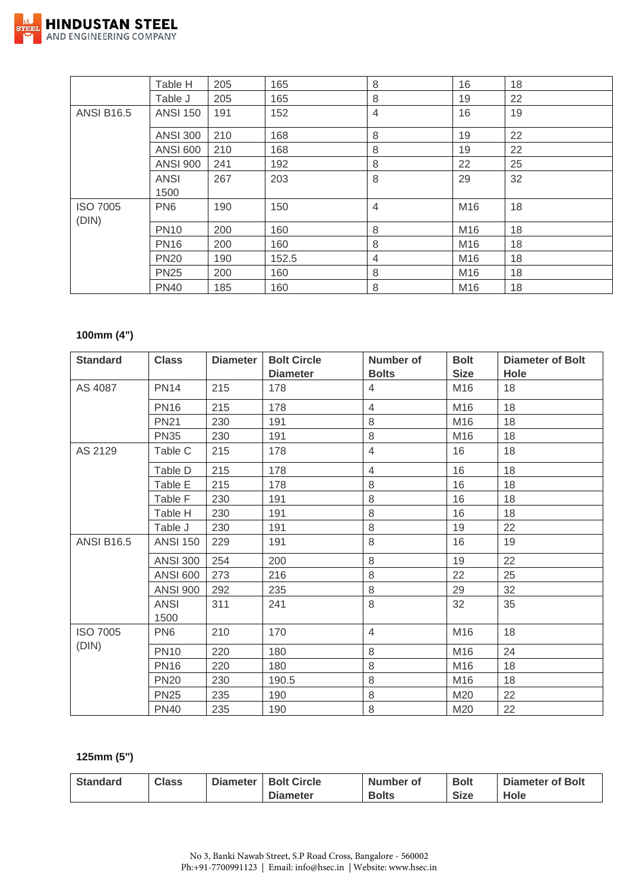|  | Table H | 205 | 165 | 8 | 16 | 18 |
|---|---|---|---|---|---|---|
|  | Table J | 205 | 165 | 8 | 19 | 22 |
| ANSI B16.5 | ANSI 150 | 191 | 152 | 4 | 16 | 19 |
|  | ANSI 300 | 210 | 168 | 8 | 19 | 22 |
|  | ANSI 600 | 210 | 168 | 8 | 19 | 22 |
|  | ANSI 900 | 241 | 192 | 8 | 22 | 25 |
|  | ANSI 1500 | 267 | 203 | 8 | 29 | 32 |
| ISO 7005 (DIN) | PN6 | 190 | 150 | 4 | M16 | 18 |
|  | PN10 | 200 | 160 | 8 | M16 | 18 |
|  | PN16 | 200 | 160 | 8 | M16 | 18 |
|  | PN20 | 190 | 152.5 | 4 | M16 | 18 |
|  | PN25 | 200 | 160 | 8 | M16 | 18 |
|  | PN40 | 185 | 160 | 8 | M16 | 18 |

**100mm (4")**

| Standard | Class | Diameter | Bolt Circle Diameter | Number of Bolts | Bolt Size | Diameter of Bolt Hole |
|---|---|---|---|---|---|---|
| AS 4087 | PN14 | 215 | 178 | 4 | M16 | 18 |
|  | PN16 | 215 | 178 | 4 | M16 | 18 |
|  | PN21 | 230 | 191 | 8 | M16 | 18 |
|  | PN35 | 230 | 191 | 8 | M16 | 18 |
| AS 2129 | Table C | 215 | 178 | 4 | 16 | 18 |
|  | Table D | 215 | 178 | 4 | 16 | 18 |
|  | Table E | 215 | 178 | 8 | 16 | 18 |
|  | Table F | 230 | 191 | 8 | 16 | 18 |
|  | Table H | 230 | 191 | 8 | 16 | 18 |
|  | Table J | 230 | 191 | 8 | 19 | 22 |
| ANSI B16.5 | ANSI 150 | 229 | 191 | 8 | 16 | 19 |
|  | ANSI 300 | 254 | 200 | 8 | 19 | 22 |
|  | ANSI 600 | 273 | 216 | 8 | 22 | 25 |
|  | ANSI 900 | 292 | 235 | 8 | 29 | 32 |
|  | ANSI 1500 | 311 | 241 | 8 | 32 | 35 |
| ISO 7005 (DIN) | PN6 | 210 | 170 | 4 | M16 | 18 |
|  | PN10 | 220 | 180 | 8 | M16 | 24 |
|  | PN16 | 220 | 180 | 8 | M16 | 18 |
|  | PN20 | 230 | 190.5 | 8 | M16 | 18 |
|  | PN25 | 235 | 190 | 8 | M20 | 22 |
|  | PN40 | 235 | 190 | 8 | M20 | 22 |

**125mm (5")**

| Standard | Class | Diameter | Bolt Circle Diameter | Number of Bolts | Bolt Size | Diameter of Bolt Hole |
|---|---|---|---|---|---|---|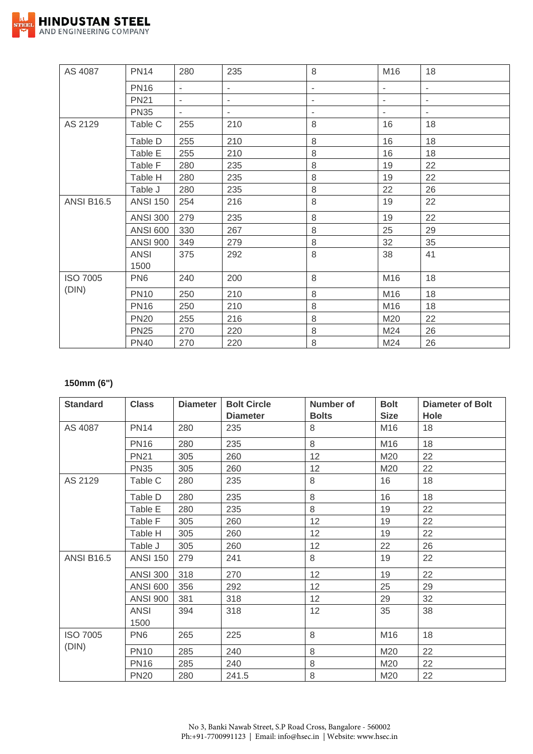| | | | | | | |
|---|---|---|---|---|---|---|
| AS 4087 | PN14 | 280 | 235 | 8 | M16 | 18 |
| | PN16 | - | - | - | - | - |
| | PN21 | - | - | - | - | - |
| | PN35 | - | - | - | - | - |
| AS 2129 | Table C | 255 | 210 | 8 | 16 | 18 |
| | Table D | 255 | 210 | 8 | 16 | 18 |
| | Table E | 255 | 210 | 8 | 16 | 18 |
| | Table F | 280 | 235 | 8 | 19 | 22 |
| | Table H | 280 | 235 | 8 | 19 | 22 |
| | Table J | 280 | 235 | 8 | 22 | 26 |
| ANSI B16.5 | ANSI 150 | 254 | 216 | 8 | 19 | 22 |
| | ANSI 300 | 279 | 235 | 8 | 19 | 22 |
| | ANSI 600 | 330 | 267 | 8 | 25 | 29 |
| | ANSI 900 | 349 | 279 | 8 | 32 | 35 |
| | ANSI 1500 | 375 | 292 | 8 | 38 | 41 |
| ISO 7005 (DIN) | PN6 | 240 | 200 | 8 | M16 | 18 |
| | PN10 | 250 | 210 | 8 | M16 | 18 |
| | PN16 | 250 | 210 | 8 | M16 | 18 |
| | PN20 | 255 | 216 | 8 | M20 | 22 |
| | PN25 | 270 | 220 | 8 | M24 | 26 |
| | PN40 | 270 | 220 | 8 | M24 | 26 |

**150mm (6")**

| Standard | Class | Diameter | Bolt Circle Diameter | Number of Bolts | Bolt Size | Diameter of Bolt Hole |
|---|---|---|---|---|---|---|
| AS 4087 | PN14 | 280 | 235 | 8 | M16 | 18 |
| | PN16 | 280 | 235 | 8 | M16 | 18 |
| | PN21 | 305 | 260 | 12 | M20 | 22 |
| | PN35 | 305 | 260 | 12 | M20 | 22 |
| AS 2129 | Table C | 280 | 235 | 8 | 16 | 18 |
| | Table D | 280 | 235 | 8 | 16 | 18 |
| | Table E | 280 | 235 | 8 | 19 | 22 |
| | Table F | 305 | 260 | 12 | 19 | 22 |
| | Table H | 305 | 260 | 12 | 19 | 22 |
| | Table J | 305 | 260 | 12 | 22 | 26 |
| ANSI B16.5 | ANSI 150 | 279 | 241 | 8 | 19 | 22 |
| | ANSI 300 | 318 | 270 | 12 | 19 | 22 |
| | ANSI 600 | 356 | 292 | 12 | 25 | 29 |
| | ANSI 900 | 381 | 318 | 12 | 29 | 32 |
| | ANSI 1500 | 394 | 318 | 12 | 35 | 38 |
| ISO 7005 (DIN) | PN6 | 265 | 225 | 8 | M16 | 18 |
| | PN10 | 285 | 240 | 8 | M20 | 22 |
| | PN16 | 285 | 240 | 8 | M20 | 22 |
| | PN20 | 280 | 241.5 | 8 | M20 | 22 |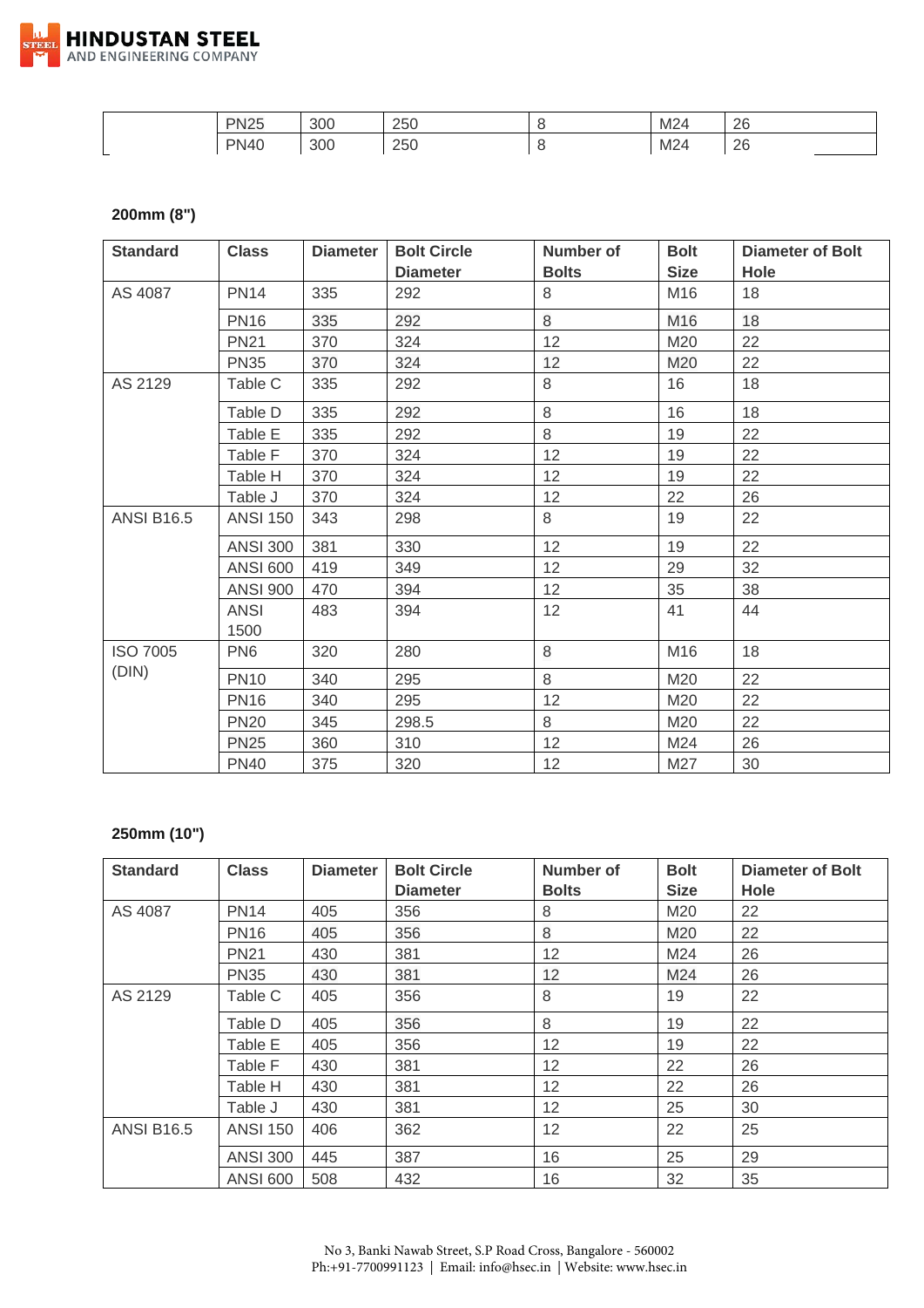|  | PN25 | 300 | 250 | 8 | M24 | 26 |
|---|---|---|---|---|---|---|
|  | PN40 | 300 | 250 | 8 | M24 | 26 |

**200mm (8")**

| Standard | Class | Diameter | Bolt Circle Diameter | Number of Bolts | Bolt Size | Diameter of Bolt Hole |
|---|---|---|---|---|---|---|
| AS 4087 | PN14 | 335 | 292 | 8 | M16 | 18 |
|  | PN16 | 335 | 292 | 8 | M16 | 18 |
|  | PN21 | 370 | 324 | 12 | M20 | 22 |
|  | PN35 | 370 | 324 | 12 | M20 | 22 |
| AS 2129 | Table C | 335 | 292 | 8 | 16 | 18 |
|  | Table D | 335 | 292 | 8 | 16 | 18 |
|  | Table E | 335 | 292 | 8 | 19 | 22 |
|  | Table F | 370 | 324 | 12 | 19 | 22 |
|  | Table H | 370 | 324 | 12 | 19 | 22 |
|  | Table J | 370 | 324 | 12 | 22 | 26 |
| ANSI B16.5 | ANSI 150 | 343 | 298 | 8 | 19 | 22 |
|  | ANSI 300 | 381 | 330 | 12 | 19 | 22 |
|  | ANSI 600 | 419 | 349 | 12 | 29 | 32 |
|  | ANSI 900 | 470 | 394 | 12 | 35 | 38 |
|  | ANSI 1500 | 483 | 394 | 12 | 41 | 44 |
| ISO 7005 (DIN) | PN6 | 320 | 280 | 8 | M16 | 18 |
|  | PN10 | 340 | 295 | 8 | M20 | 22 |
|  | PN16 | 340 | 295 | 12 | M20 | 22 |
|  | PN20 | 345 | 298.5 | 8 | M20 | 22 |
|  | PN25 | 360 | 310 | 12 | M24 | 26 |
|  | PN40 | 375 | 320 | 12 | M27 | 30 |

**250mm (10")**

| Standard | Class | Diameter | Bolt Circle Diameter | Number of Bolts | Bolt Size | Diameter of Bolt Hole |
|---|---|---|---|---|---|---|
| AS 4087 | PN14 | 405 | 356 | 8 | M20 | 22 |
|  | PN16 | 405 | 356 | 8 | M20 | 22 |
|  | PN21 | 430 | 381 | 12 | M24 | 26 |
|  | PN35 | 430 | 381 | 12 | M24 | 26 |
| AS 2129 | Table C | 405 | 356 | 8 | 19 | 22 |
|  | Table D | 405 | 356 | 8 | 19 | 22 |
|  | Table E | 405 | 356 | 12 | 19 | 22 |
|  | Table F | 430 | 381 | 12 | 22 | 26 |
|  | Table H | 430 | 381 | 12 | 22 | 26 |
|  | Table J | 430 | 381 | 12 | 25 | 30 |
| ANSI B16.5 | ANSI 150 | 406 | 362 | 12 | 22 | 25 |
|  | ANSI 300 | 445 | 387 | 16 | 25 | 29 |
|  | ANSI 600 | 508 | 432 | 16 | 32 | 35 |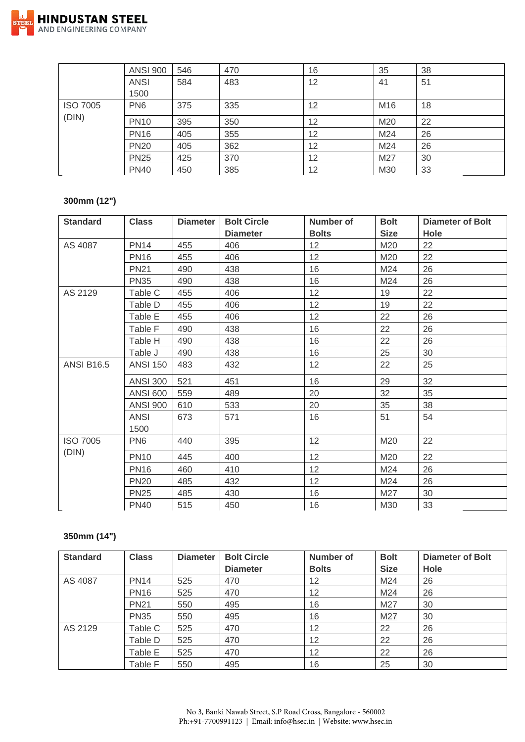| | | | | | | |
|---|---|---|---|---|---|---|
| | ANSI 900 | 546 | 470 | 16 | 35 | 38 |
| | ANSI 1500 | 584 | 483 | 12 | 41 | 51 |
| ISO 7005 (DIN) | PN6 | 375 | 335 | 12 | M16 | 18 |
| | PN10 | 395 | 350 | 12 | M20 | 22 |
| | PN16 | 405 | 355 | 12 | M24 | 26 |
| | PN20 | 405 | 362 | 12 | M24 | 26 |
| | PN25 | 425 | 370 | 12 | M27 | 30 |
| | PN40 | 450 | 385 | 12 | M30 | 33 |

**300mm (12")**

| Standard | Class | Diameter | Bolt Circle Diameter | Number of Bolts | Bolt Size | Diameter of Bolt Hole |
|---|---|---|---|---|---|---|
| AS 4087 | PN14 | 455 | 406 | 12 | M20 | 22 |
| | PN16 | 455 | 406 | 12 | M20 | 22 |
| | PN21 | 490 | 438 | 16 | M24 | 26 |
| | PN35 | 490 | 438 | 16 | M24 | 26 |
| AS 2129 | Table C | 455 | 406 | 12 | 19 | 22 |
| | Table D | 455 | 406 | 12 | 19 | 22 |
| | Table E | 455 | 406 | 12 | 22 | 26 |
| | Table F | 490 | 438 | 16 | 22 | 26 |
| | Table H | 490 | 438 | 16 | 22 | 26 |
| | Table J | 490 | 438 | 16 | 25 | 30 |
| ANSI B16.5 | ANSI 150 | 483 | 432 | 12 | 22 | 25 |
| | ANSI 300 | 521 | 451 | 16 | 29 | 32 |
| | ANSI 600 | 559 | 489 | 20 | 32 | 35 |
| | ANSI 900 | 610 | 533 | 20 | 35 | 38 |
| | ANSI 1500 | 673 | 571 | 16 | 51 | 54 |
| ISO 7005 (DIN) | PN6 | 440 | 395 | 12 | M20 | 22 |
| | PN10 | 445 | 400 | 12 | M20 | 22 |
| | PN16 | 460 | 410 | 12 | M24 | 26 |
| | PN20 | 485 | 432 | 12 | M24 | 26 |
| | PN25 | 485 | 430 | 16 | M27 | 30 |
| | PN40 | 515 | 450 | 16 | M30 | 33 |

**350mm (14")**

| Standard | Class | Diameter | Bolt Circle Diameter | Number of Bolts | Bolt Size | Diameter of Bolt Hole |
|---|---|---|---|---|---|---|
| AS 4087 | PN14 | 525 | 470 | 12 | M24 | 26 |
| | PN16 | 525 | 470 | 12 | M24 | 26 |
| | PN21 | 550 | 495 | 16 | M27 | 30 |
| | PN35 | 550 | 495 | 16 | M27 | 30 |
| AS 2129 | Table C | 525 | 470 | 12 | 22 | 26 |
| | Table D | 525 | 470 | 12 | 22 | 26 |
| | Table E | 525 | 470 | 12 | 22 | 26 |
| | Table F | 550 | 495 | 16 | 25 | 30 |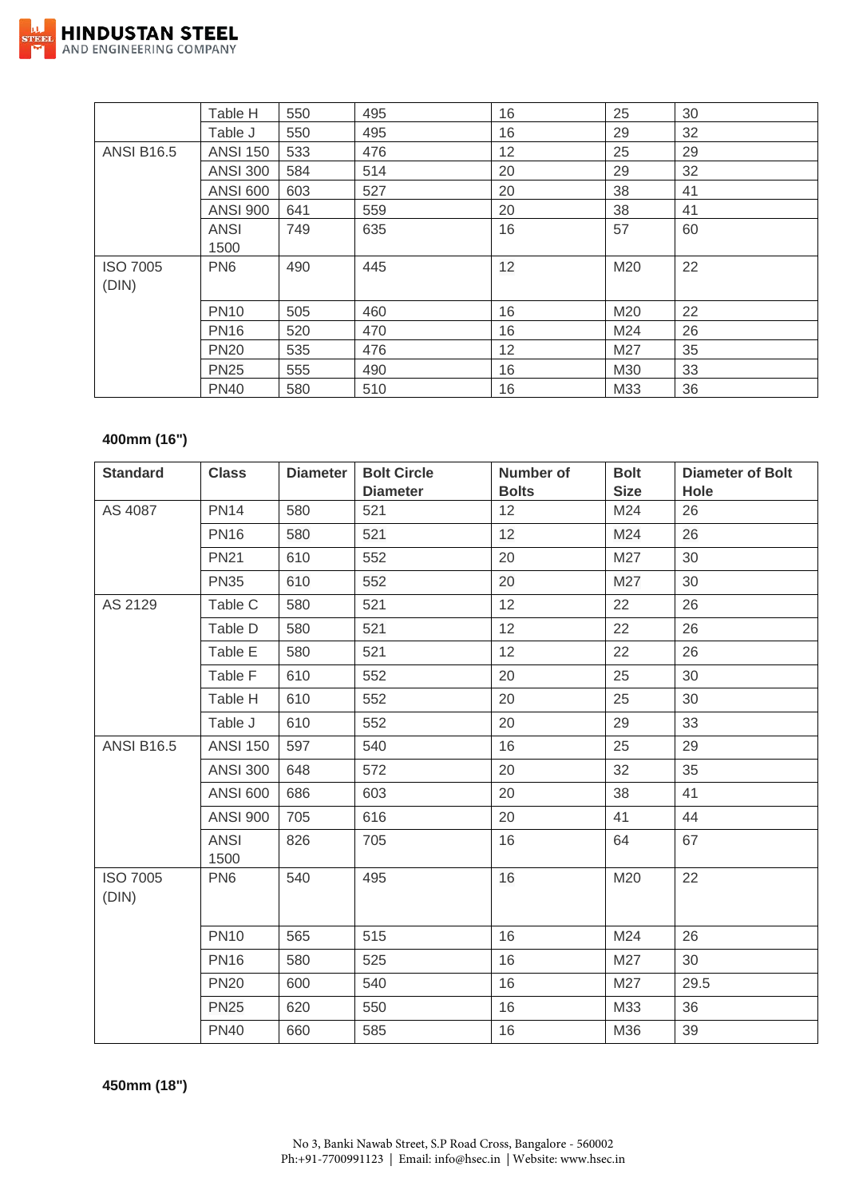| | | | | | | |
|---|---|---|---|---|---|---|
| | Table H | 550 | 495 | 16 | 25 | 30 |
| | Table J | 550 | 495 | 16 | 29 | 32 |
| ANSI B16.5 | ANSI 150 | 533 | 476 | 12 | 25 | 29 |
| | ANSI 300 | 584 | 514 | 20 | 29 | 32 |
| | ANSI 600 | 603 | 527 | 20 | 38 | 41 |
| | ANSI 900 | 641 | 559 | 20 | 38 | 41 |
| | ANSI 1500 | 749 | 635 | 16 | 57 | 60 |
| ISO 7005 (DIN) | PN6 | 490 | 445 | 12 | M20 | 22 |
| | PN10 | 505 | 460 | 16 | M20 | 22 |
| | PN16 | 520 | 470 | 16 | M24 | 26 |
| | PN20 | 535 | 476 | 12 | M27 | 35 |
| | PN25 | 555 | 490 | 16 | M30 | 33 |
| | PN40 | 580 | 510 | 16 | M33 | 36 |

**400mm (16")**

| Standard | Class | Diameter | Bolt Circle Diameter | Number of Bolts | Bolt Size | Diameter of Bolt Hole |
|---|---|---|---|---|---|---|
| AS 4087 | PN14 | 580 | 521 | 12 | M24 | 26 |
| | PN16 | 580 | 521 | 12 | M24 | 26 |
| | PN21 | 610 | 552 | 20 | M27 | 30 |
| | PN35 | 610 | 552 | 20 | M27 | 30 |
| AS 2129 | Table C | 580 | 521 | 12 | 22 | 26 |
| | Table D | 580 | 521 | 12 | 22 | 26 |
| | Table E | 580 | 521 | 12 | 22 | 26 |
| | Table F | 610 | 552 | 20 | 25 | 30 |
| | Table H | 610 | 552 | 20 | 25 | 30 |
| | Table J | 610 | 552 | 20 | 29 | 33 |
| ANSI B16.5 | ANSI 150 | 597 | 540 | 16 | 25 | 29 |
| | ANSI 300 | 648 | 572 | 20 | 32 | 35 |
| | ANSI 600 | 686 | 603 | 20 | 38 | 41 |
| | ANSI 900 | 705 | 616 | 20 | 41 | 44 |
| | ANSI 1500 | 826 | 705 | 16 | 64 | 67 |
| ISO 7005 (DIN) | PN6 | 540 | 495 | 16 | M20 | 22 |
| | PN10 | 565 | 515 | 16 | M24 | 26 |
| | PN16 | 580 | 525 | 16 | M27 | 30 |
| | PN20 | 600 | 540 | 16 | M27 | 29.5 |
| | PN25 | 620 | 550 | 16 | M33 | 36 |
| | PN40 | 660 | 585 | 16 | M36 | 39 |

**450mm (18")**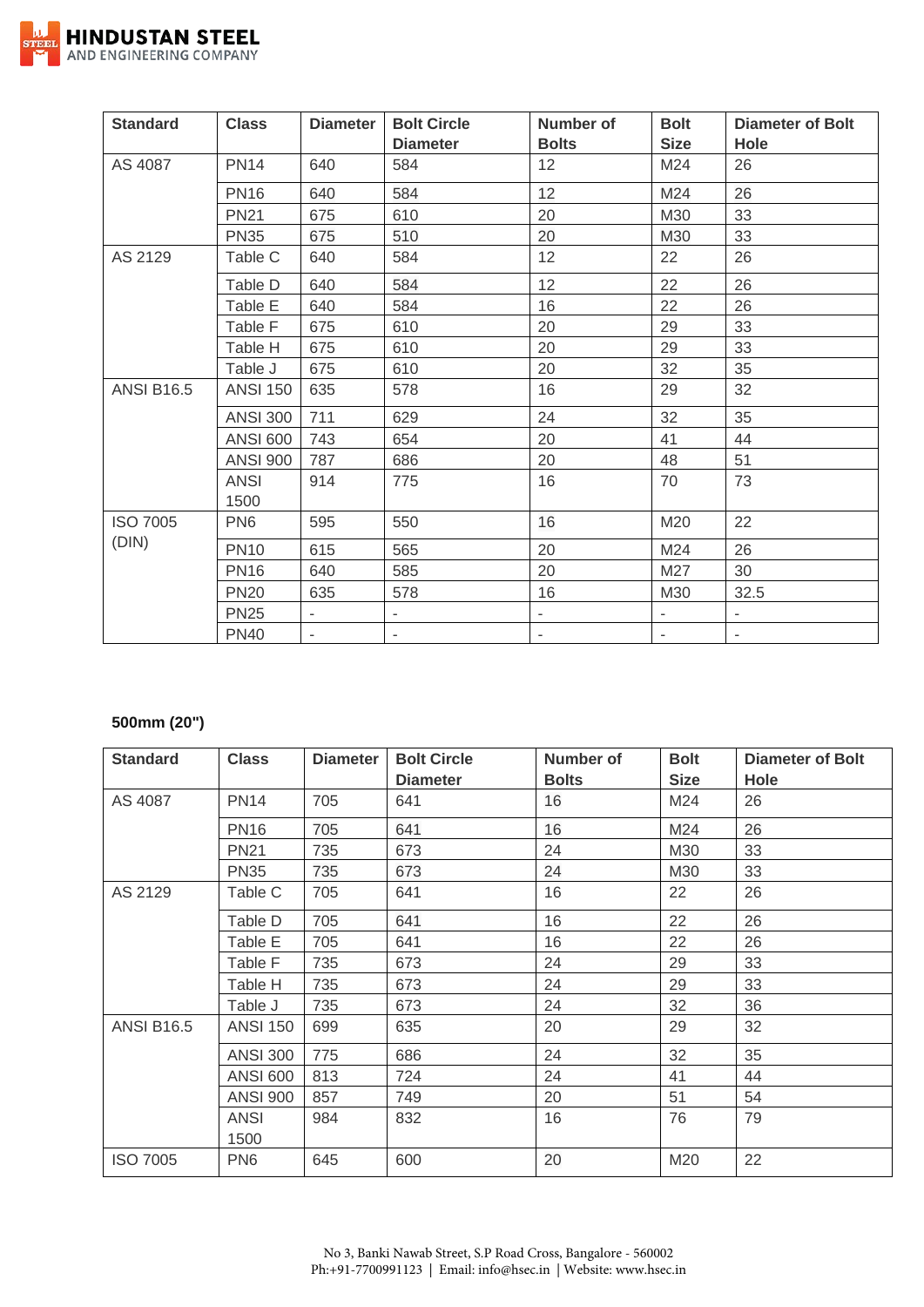| Standard | Class | Diameter | Bolt Circle Diameter | Number of Bolts | Bolt Size | Diameter of Bolt Hole |
|---|---|---|---|---|---|---|
| AS 4087 | PN14 | 640 | 584 | 12 | M24 | 26 |
| | PN16 | 640 | 584 | 12 | M24 | 26 |
| | PN21 | 675 | 610 | 20 | M30 | 33 |
| | PN35 | 675 | 510 | 20 | M30 | 33 |
| AS 2129 | Table C | 640 | 584 | 12 | 22 | 26 |
| | Table D | 640 | 584 | 12 | 22 | 26 |
| | Table E | 640 | 584 | 16 | 22 | 26 |
| | Table F | 675 | 610 | 20 | 29 | 33 |
| | Table H | 675 | 610 | 20 | 29 | 33 |
| | Table J | 675 | 610 | 20 | 32 | 35 |
| ANSI B16.5 | ANSI 150 | 635 | 578 | 16 | 29 | 32 |
| | ANSI 300 | 711 | 629 | 24 | 32 | 35 |
| | ANSI 600 | 743 | 654 | 20 | 41 | 44 |
| | ANSI 900 | 787 | 686 | 20 | 48 | 51 |
| | ANSI 1500 | 914 | 775 | 16 | 70 | 73 |
| ISO 7005 (DIN) | PN6 | 595 | 550 | 16 | M20 | 22 |
| | PN10 | 615 | 565 | 20 | M24 | 26 |
| | PN16 | 640 | 585 | 20 | M27 | 30 |
| | PN20 | 635 | 578 | 16 | M30 | 32.5 |
| | PN25 | - | - | - | - | - |
| | PN40 | - | - | - | - | - |

**500mm (20")**

| Standard | Class | Diameter | Bolt Circle Diameter | Number of Bolts | Bolt Size | Diameter of Bolt Hole |
|---|---|---|---|---|---|---|
| AS 4087 | PN14 | 705 | 641 | 16 | M24 | 26 |
| | PN16 | 705 | 641 | 16 | M24 | 26 |
| | PN21 | 735 | 673 | 24 | M30 | 33 |
| | PN35 | 735 | 673 | 24 | M30 | 33 |
| AS 2129 | Table C | 705 | 641 | 16 | 22 | 26 |
| | Table D | 705 | 641 | 16 | 22 | 26 |
| | Table E | 705 | 641 | 16 | 22 | 26 |
| | Table F | 735 | 673 | 24 | 29 | 33 |
| | Table H | 735 | 673 | 24 | 29 | 33 |
| | Table J | 735 | 673 | 24 | 32 | 36 |
| ANSI B16.5 | ANSI 150 | 699 | 635 | 20 | 29 | 32 |
| | ANSI 300 | 775 | 686 | 24 | 32 | 35 |
| | ANSI 600 | 813 | 724 | 24 | 41 | 44 |
| | ANSI 900 | 857 | 749 | 20 | 51 | 54 |
| | ANSI 1500 | 984 | 832 | 16 | 76 | 79 |
| ISO 7005 | PN6 | 645 | 600 | 20 | M20 | 22 |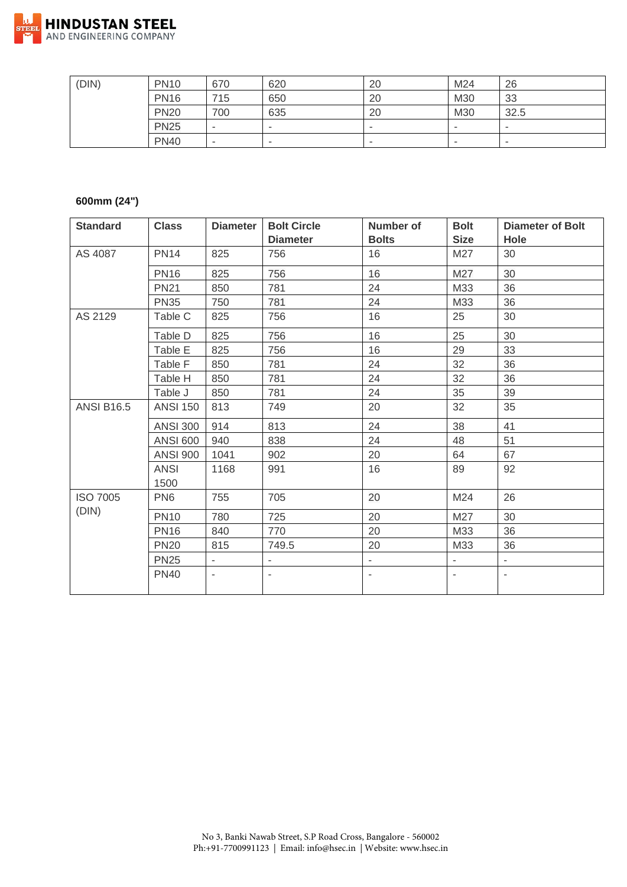| | | | | | | |
|---|---|---|---|---|---|---|
| (DIN) | PN10 | 670 | 620 | 20 | M24 | 26 |
| | PN16 | 715 | 650 | 20 | M30 | 33 |
| | PN20 | 700 | 635 | 20 | M30 | 32.5 |
| | PN25 | - | - | - | - | - |
| | PN40 | - | - | - | - | - |

**600mm (24")**

| Standard | Class | Diameter | Bolt Circle Diameter | Number of Bolts | Bolt Size | Diameter of Bolt Hole |
|---|---|---|---|---|---|---|
| AS 4087 | PN14 | 825 | 756 | 16 | M27 | 30 |
| | PN16 | 825 | 756 | 16 | M27 | 30 |
| | PN21 | 850 | 781 | 24 | M33 | 36 |
| | PN35 | 750 | 781 | 24 | M33 | 36 |
| AS 2129 | Table C | 825 | 756 | 16 | 25 | 30 |
| | Table D | 825 | 756 | 16 | 25 | 30 |
| | Table E | 825 | 756 | 16 | 29 | 33 |
| | Table F | 850 | 781 | 24 | 32 | 36 |
| | Table H | 850 | 781 | 24 | 32 | 36 |
| | Table J | 850 | 781 | 24 | 35 | 39 |
| ANSI B16.5 | ANSI 150 | 813 | 749 | 20 | 32 | 35 |
| | ANSI 300 | 914 | 813 | 24 | 38 | 41 |
| | ANSI 600 | 940 | 838 | 24 | 48 | 51 |
| | ANSI 900 | 1041 | 902 | 20 | 64 | 67 |
| | ANSI 1500 | 1168 | 991 | 16 | 89 | 92 |
| ISO 7005 (DIN) | PN6 | 755 | 705 | 20 | M24 | 26 |
| | PN10 | 780 | 725 | 20 | M27 | 30 |
| | PN16 | 840 | 770 | 20 | M33 | 36 |
| | PN20 | 815 | 749.5 | 20 | M33 | 36 |
| | PN25 | - | - | - | - | - |
| | PN40 | - | - | - | - | - |